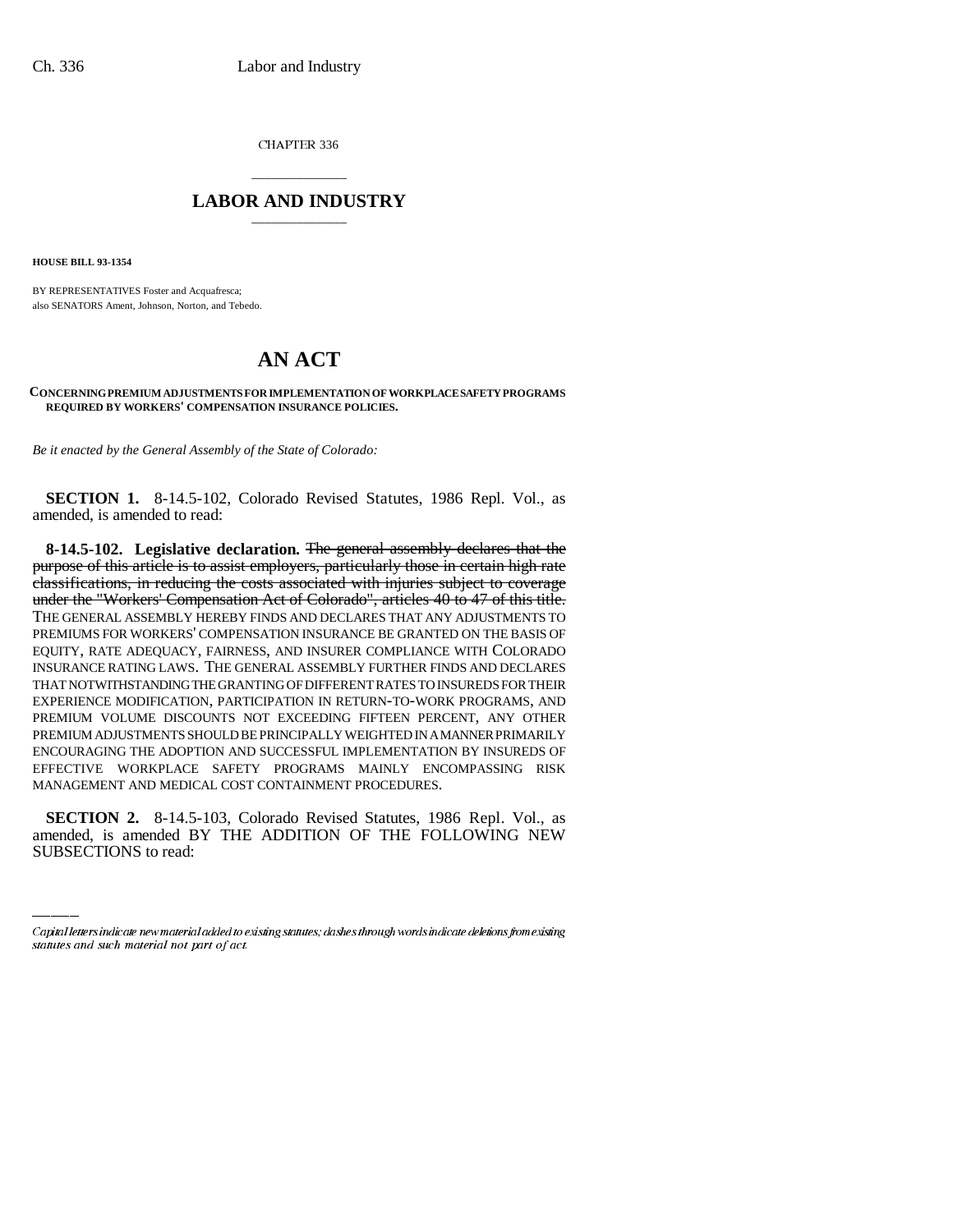CHAPTER 336

# LABOR AND INDUSTRY

**HOUSE BILL 93-1354**

BY REPRESENTATIVES Foster and Acquafresca;
also SENATORS Ament, Johnson, Norton, and Tebedo.

# AN ACT

**CONCERNING PREMIUM ADJUSTMENTS FOR IMPLEMENTATION OF WORKPLACE SAFETY PROGRAMS REQUIRED BY WORKERS' COMPENSATION INSURANCE POLICIES.**

*Be it enacted by the General Assembly of the State of Colorado:*

**SECTION 1.** 8-14.5-102, Colorado Revised Statutes, 1986 Repl. Vol., as amended, is amended to read:

**8-14.5-102. Legislative declaration.** ~~The general assembly declares that the purpose of this article is to assist employers, particularly those in certain high rate classifications, in reducing the costs associated with injuries subject to coverage under the "Workers' Compensation Act of Colorado", articles 40 to 47 of this title.~~ THE GENERAL ASSEMBLY HEREBY FINDS AND DECLARES THAT ANY ADJUSTMENTS TO PREMIUMS FOR WORKERS' COMPENSATION INSURANCE BE GRANTED ON THE BASIS OF EQUITY, RATE ADEQUACY, FAIRNESS, AND INSURER COMPLIANCE WITH COLORADO INSURANCE RATING LAWS. THE GENERAL ASSEMBLY FURTHER FINDS AND DECLARES THAT NOTWITHSTANDING THE GRANTING OF DIFFERENT RATES TO INSUREDS FOR THEIR EXPERIENCE MODIFICATION, PARTICIPATION IN RETURN-TO-WORK PROGRAMS, AND PREMIUM VOLUME DISCOUNTS NOT EXCEEDING FIFTEEN PERCENT, ANY OTHER PREMIUM ADJUSTMENTS SHOULD BE PRINCIPALLY WEIGHTED IN A MANNER PRIMARILY ENCOURAGING THE ADOPTION AND SUCCESSFUL IMPLEMENTATION BY INSUREDS OF EFFECTIVE WORKPLACE SAFETY PROGRAMS MAINLY ENCOMPASSING RISK MANAGEMENT AND MEDICAL COST CONTAINMENT PROCEDURES.

**SECTION 2.** 8-14.5-103, Colorado Revised Statutes, 1986 Repl. Vol., as amended, is amended BY THE ADDITION OF THE FOLLOWING NEW SUBSECTIONS to read:

*Capital letters indicate new material added to existing statutes; dashes through words indicate deletions from existing statutes and such material not part of act.*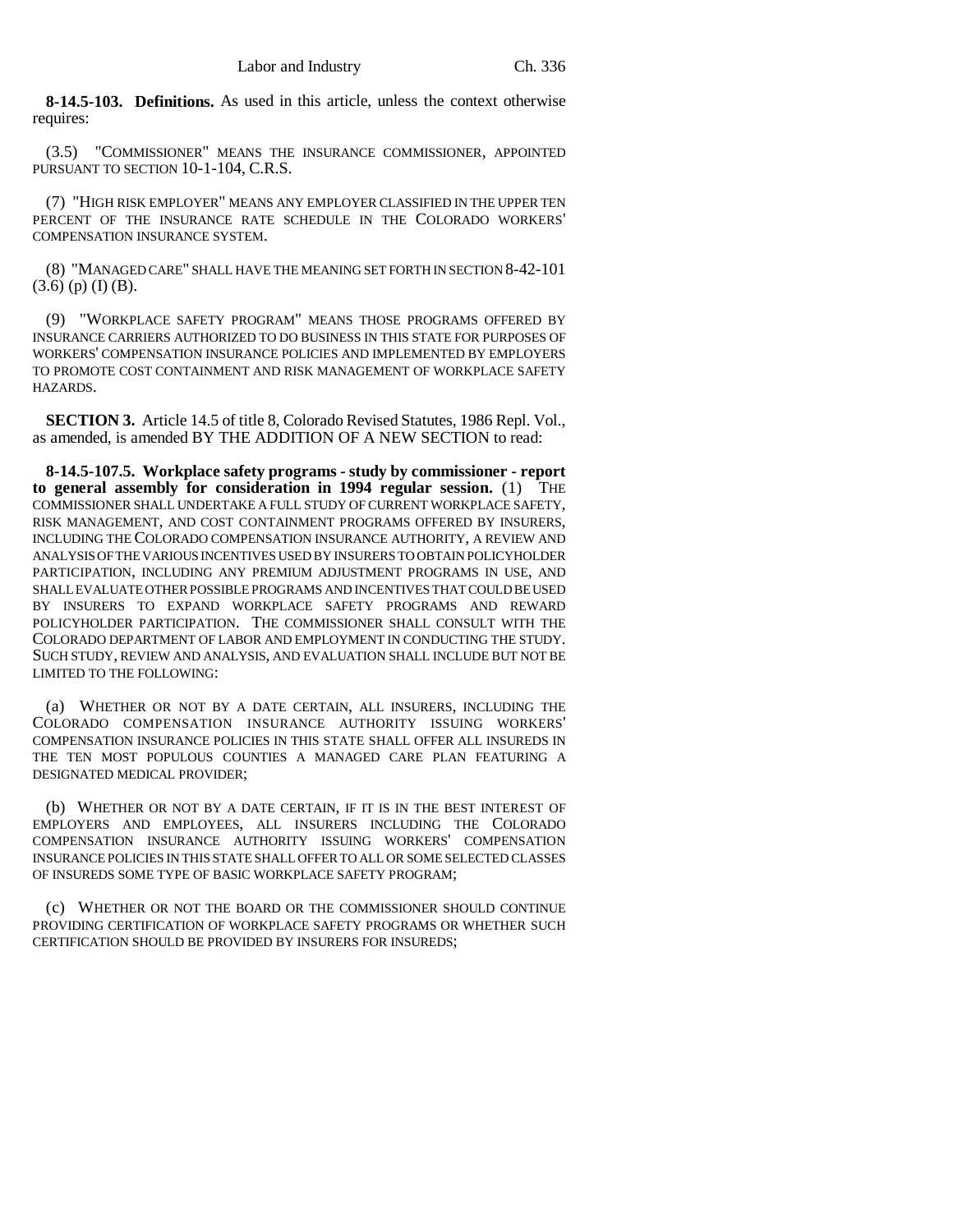**8-14.5-103. Definitions.** As used in this article, unless the context otherwise requires:

(3.5) "COMMISSIONER" MEANS THE INSURANCE COMMISSIONER, APPOINTED PURSUANT TO SECTION 10-1-104, C.R.S.

(7) "HIGH RISK EMPLOYER" MEANS ANY EMPLOYER CLASSIFIED IN THE UPPER TEN PERCENT OF THE INSURANCE RATE SCHEDULE IN THE COLORADO WORKERS' COMPENSATION INSURANCE SYSTEM.

(8) "MANAGED CARE" SHALL HAVE THE MEANING SET FORTH IN SECTION 8-42-101 (3.6) (p) (I) (B).

(9) "WORKPLACE SAFETY PROGRAM" MEANS THOSE PROGRAMS OFFERED BY INSURANCE CARRIERS AUTHORIZED TO DO BUSINESS IN THIS STATE FOR PURPOSES OF WORKERS' COMPENSATION INSURANCE POLICIES AND IMPLEMENTED BY EMPLOYERS TO PROMOTE COST CONTAINMENT AND RISK MANAGEMENT OF WORKPLACE SAFETY HAZARDS.

**SECTION 3.** Article 14.5 of title 8, Colorado Revised Statutes, 1986 Repl. Vol., as amended, is amended BY THE ADDITION OF A NEW SECTION to read:

**8-14.5-107.5. Workplace safety programs - study by commissioner - report to general assembly for consideration in 1994 regular session.** (1) THE COMMISSIONER SHALL UNDERTAKE A FULL STUDY OF CURRENT WORKPLACE SAFETY, RISK MANAGEMENT, AND COST CONTAINMENT PROGRAMS OFFERED BY INSURERS, INCLUDING THE COLORADO COMPENSATION INSURANCE AUTHORITY, A REVIEW AND ANALYSIS OF THE VARIOUS INCENTIVES USED BY INSURERS TO OBTAIN POLICYHOLDER PARTICIPATION, INCLUDING ANY PREMIUM ADJUSTMENT PROGRAMS IN USE, AND SHALL EVALUATE OTHER POSSIBLE PROGRAMS AND INCENTIVES THAT COULD BE USED BY INSURERS TO EXPAND WORKPLACE SAFETY PROGRAMS AND REWARD POLICYHOLDER PARTICIPATION. THE COMMISSIONER SHALL CONSULT WITH THE COLORADO DEPARTMENT OF LABOR AND EMPLOYMENT IN CONDUCTING THE STUDY. SUCH STUDY, REVIEW AND ANALYSIS, AND EVALUATION SHALL INCLUDE BUT NOT BE LIMITED TO THE FOLLOWING:

(a) WHETHER OR NOT BY A DATE CERTAIN, ALL INSURERS, INCLUDING THE COLORADO COMPENSATION INSURANCE AUTHORITY ISSUING WORKERS' COMPENSATION INSURANCE POLICIES IN THIS STATE SHALL OFFER ALL INSUREDS IN THE TEN MOST POPULOUS COUNTIES A MANAGED CARE PLAN FEATURING A DESIGNATED MEDICAL PROVIDER;

(b) WHETHER OR NOT BY A DATE CERTAIN, IF IT IS IN THE BEST INTEREST OF EMPLOYERS AND EMPLOYEES, ALL INSURERS INCLUDING THE COLORADO COMPENSATION INSURANCE AUTHORITY ISSUING WORKERS' COMPENSATION INSURANCE POLICIES IN THIS STATE SHALL OFFER TO ALL OR SOME SELECTED CLASSES OF INSUREDS SOME TYPE OF BASIC WORKPLACE SAFETY PROGRAM;

(c) WHETHER OR NOT THE BOARD OR THE COMMISSIONER SHOULD CONTINUE PROVIDING CERTIFICATION OF WORKPLACE SAFETY PROGRAMS OR WHETHER SUCH CERTIFICATION SHOULD BE PROVIDED BY INSURERS FOR INSUREDS;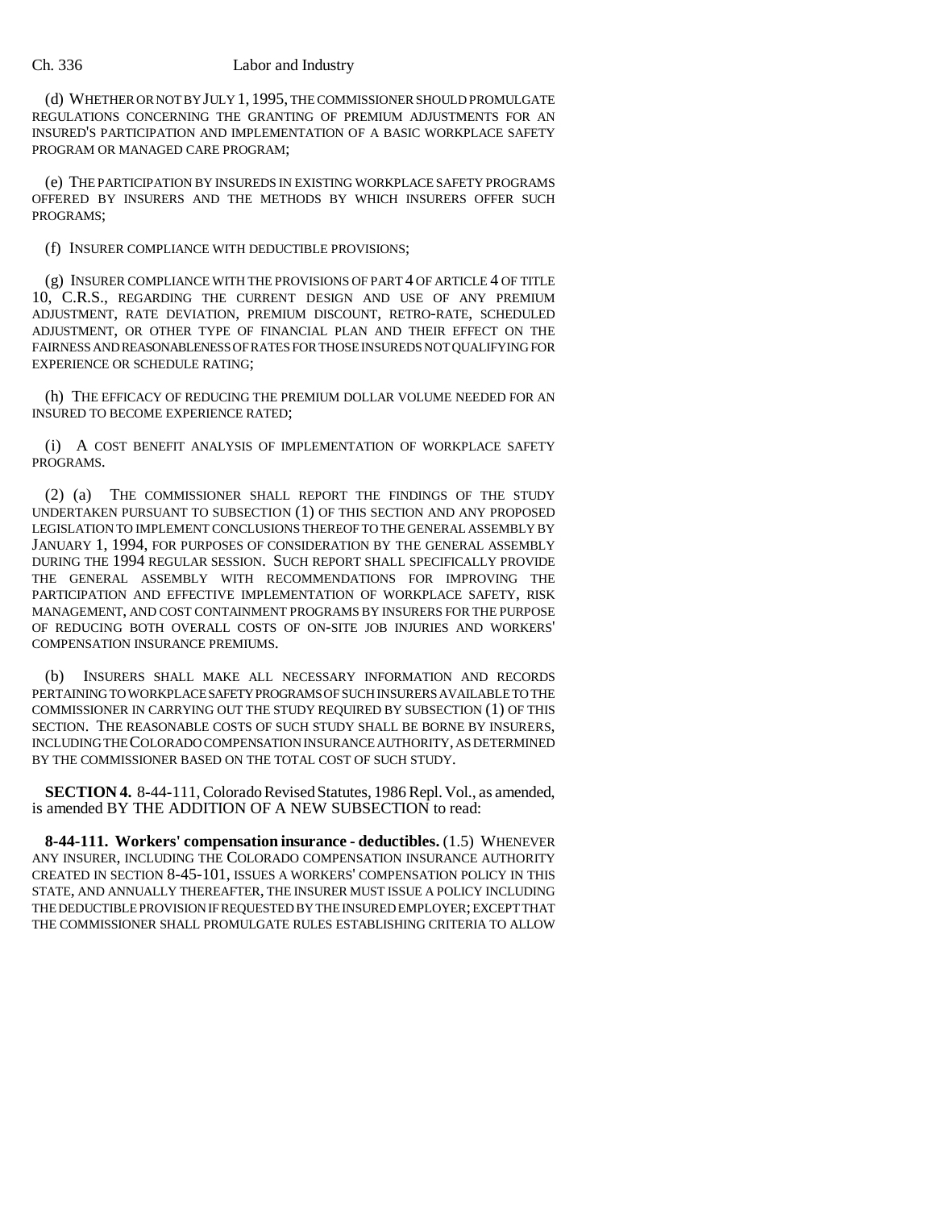(d) WHETHER OR NOT BY JULY 1, 1995, THE COMMISSIONER SHOULD PROMULGATE REGULATIONS CONCERNING THE GRANTING OF PREMIUM ADJUSTMENTS FOR AN INSURED'S PARTICIPATION AND IMPLEMENTATION OF A BASIC WORKPLACE SAFETY PROGRAM OR MANAGED CARE PROGRAM;

(e) THE PARTICIPATION BY INSUREDS IN EXISTING WORKPLACE SAFETY PROGRAMS OFFERED BY INSURERS AND THE METHODS BY WHICH INSURERS OFFER SUCH PROGRAMS;

(f) INSURER COMPLIANCE WITH DEDUCTIBLE PROVISIONS;

(g) INSURER COMPLIANCE WITH THE PROVISIONS OF PART 4 OF ARTICLE 4 OF TITLE 10, C.R.S., REGARDING THE CURRENT DESIGN AND USE OF ANY PREMIUM ADJUSTMENT, RATE DEVIATION, PREMIUM DISCOUNT, RETRO-RATE, SCHEDULED ADJUSTMENT, OR OTHER TYPE OF FINANCIAL PLAN AND THEIR EFFECT ON THE FAIRNESS AND REASONABLENESS OF RATES FOR THOSE INSUREDS NOT QUALIFYING FOR EXPERIENCE OR SCHEDULE RATING;

(h) THE EFFICACY OF REDUCING THE PREMIUM DOLLAR VOLUME NEEDED FOR AN INSURED TO BECOME EXPERIENCE RATED;

(i) A COST BENEFIT ANALYSIS OF IMPLEMENTATION OF WORKPLACE SAFETY PROGRAMS.

(2) (a) THE COMMISSIONER SHALL REPORT THE FINDINGS OF THE STUDY UNDERTAKEN PURSUANT TO SUBSECTION (1) OF THIS SECTION AND ANY PROPOSED LEGISLATION TO IMPLEMENT CONCLUSIONS THEREOF TO THE GENERAL ASSEMBLY BY JANUARY 1, 1994, FOR PURPOSES OF CONSIDERATION BY THE GENERAL ASSEMBLY DURING THE 1994 REGULAR SESSION. SUCH REPORT SHALL SPECIFICALLY PROVIDE THE GENERAL ASSEMBLY WITH RECOMMENDATIONS FOR IMPROVING THE PARTICIPATION AND EFFECTIVE IMPLEMENTATION OF WORKPLACE SAFETY, RISK MANAGEMENT, AND COST CONTAINMENT PROGRAMS BY INSURERS FOR THE PURPOSE OF REDUCING BOTH OVERALL COSTS OF ON-SITE JOB INJURIES AND WORKERS' COMPENSATION INSURANCE PREMIUMS.

(b) INSURERS SHALL MAKE ALL NECESSARY INFORMATION AND RECORDS PERTAINING TO WORKPLACE SAFETY PROGRAMS OF SUCH INSURERS AVAILABLE TO THE COMMISSIONER IN CARRYING OUT THE STUDY REQUIRED BY SUBSECTION (1) OF THIS SECTION. THE REASONABLE COSTS OF SUCH STUDY SHALL BE BORNE BY INSURERS, INCLUDING THE COLORADO COMPENSATION INSURANCE AUTHORITY, AS DETERMINED BY THE COMMISSIONER BASED ON THE TOTAL COST OF SUCH STUDY.

**SECTION 4.** 8-44-111, Colorado Revised Statutes, 1986 Repl. Vol., as amended, is amended BY THE ADDITION OF A NEW SUBSECTION to read:

**8-44-111. Workers' compensation insurance - deductibles.** (1.5) WHENEVER ANY INSURER, INCLUDING THE COLORADO COMPENSATION INSURANCE AUTHORITY CREATED IN SECTION 8-45-101, ISSUES A WORKERS' COMPENSATION POLICY IN THIS STATE, AND ANNUALLY THEREAFTER, THE INSURER MUST ISSUE A POLICY INCLUDING THE DEDUCTIBLE PROVISION IF REQUESTED BY THE INSURED EMPLOYER; EXCEPT THAT THE COMMISSIONER SHALL PROMULGATE RULES ESTABLISHING CRITERIA TO ALLOW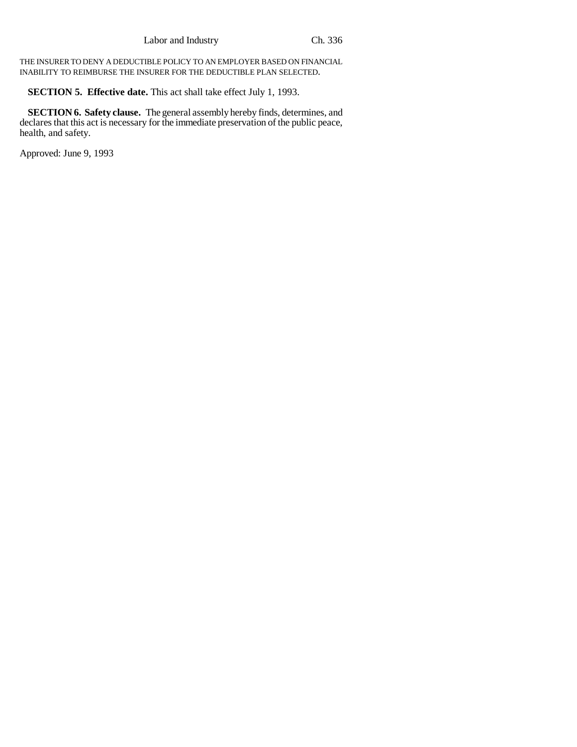THE INSURER TO DENY A DEDUCTIBLE POLICY TO AN EMPLOYER BASED ON FINANCIAL INABILITY TO REIMBURSE THE INSURER FOR THE DEDUCTIBLE PLAN SELECTED.

**SECTION 5. Effective date.** This act shall take effect July 1, 1993.

**SECTION 6. Safety clause.** The general assembly hereby finds, determines, and declares that this act is necessary for the immediate preservation of the public peace, health, and safety.

Approved: June 9, 1993